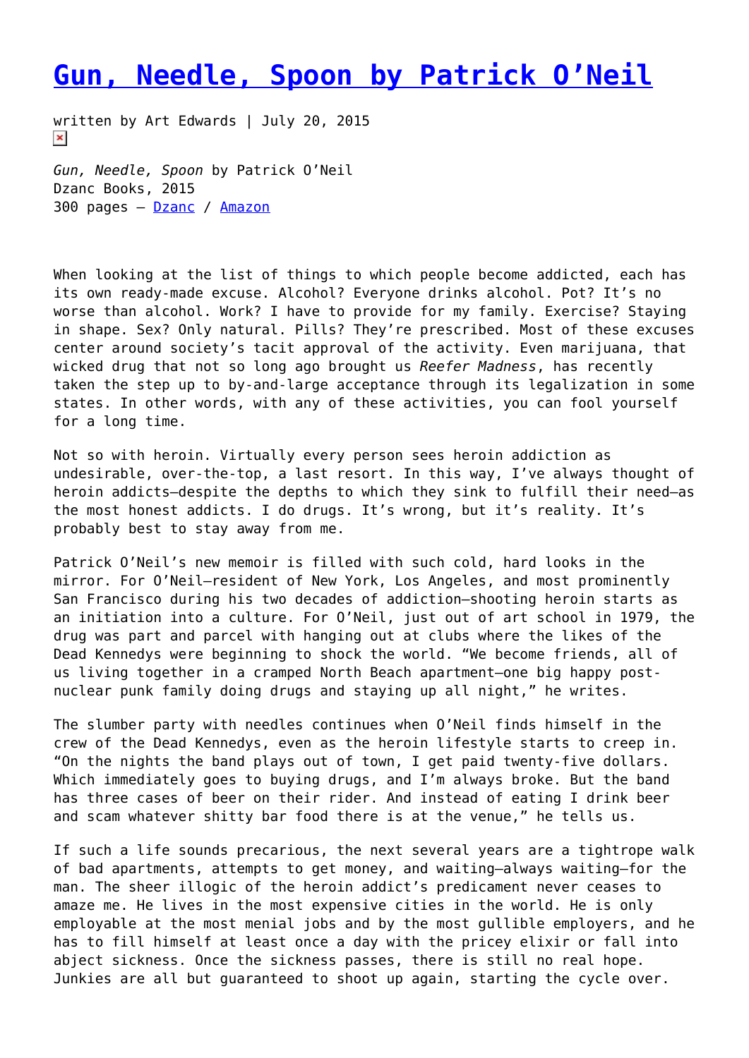# Gun, Needle, Spoon by Patrick O'Neil

written by Art Edwards | July 20, 2015

*Gun, Needle, Spoon* by Patrick O'Neil
Dzanc Books, 2015
300 pages – Dzanc / Amazon

When looking at the list of things to which people become addicted, each has its own ready-made excuse. Alcohol? Everyone drinks alcohol. Pot? It's no worse than alcohol. Work? I have to provide for my family. Exercise? Staying in shape. Sex? Only natural. Pills? They're prescribed. Most of these excuses center around society's tacit approval of the activity. Even marijuana, that wicked drug that not so long ago brought us *Reefer Madness*, has recently taken the step up to by-and-large acceptance through its legalization in some states. In other words, with any of these activities, you can fool yourself for a long time.

Not so with heroin. Virtually every person sees heroin addiction as undesirable, over-the-top, a last resort. In this way, I've always thought of heroin addicts—despite the depths to which they sink to fulfill their need—as the most honest addicts. I do drugs. It's wrong, but it's reality. It's probably best to stay away from me.

Patrick O'Neil's new memoir is filled with such cold, hard looks in the mirror. For O'Neil—resident of New York, Los Angeles, and most prominently San Francisco during his two decades of addiction—shooting heroin starts as an initiation into a culture. For O'Neil, just out of art school in 1979, the drug was part and parcel with hanging out at clubs where the likes of the Dead Kennedys were beginning to shock the world. "We become friends, all of us living together in a cramped North Beach apartment—one big happy post-nuclear punk family doing drugs and staying up all night," he writes.

The slumber party with needles continues when O'Neil finds himself in the crew of the Dead Kennedys, even as the heroin lifestyle starts to creep in. "On the nights the band plays out of town, I get paid twenty-five dollars. Which immediately goes to buying drugs, and I'm always broke. But the band has three cases of beer on their rider. And instead of eating I drink beer and scam whatever shitty bar food there is at the venue," he tells us.

If such a life sounds precarious, the next several years are a tightrope walk of bad apartments, attempts to get money, and waiting—always waiting—for the man. The sheer illogic of the heroin addict's predicament never ceases to amaze me. He lives in the most expensive cities in the world. He is only employable at the most menial jobs and by the most gullible employers, and he has to fill himself at least once a day with the pricey elixir or fall into abject sickness. Once the sickness passes, there is still no real hope. Junkies are all but guaranteed to shoot up again, starting the cycle over.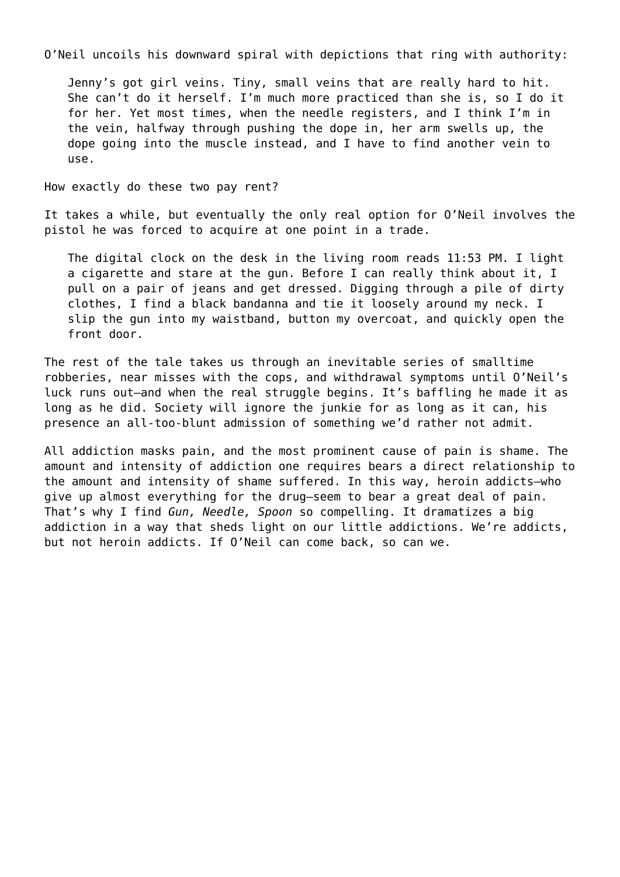O’Neil uncoils his downward spiral with depictions that ring with authority:

> Jenny’s got girl veins. Tiny, small veins that are really hard to hit. She can’t do it herself. I’m much more practiced than she is, so I do it for her. Yet most times, when the needle registers, and I think I’m in the vein, halfway through pushing the dope in, her arm swells up, the dope going into the muscle instead, and I have to find another vein to use.

How exactly do these two pay rent?

It takes a while, but eventually the only real option for O’Neil involves the pistol he was forced to acquire at one point in a trade.

> The digital clock on the desk in the living room reads 11:53 PM. I light a cigarette and stare at the gun. Before I can really think about it, I pull on a pair of jeans and get dressed. Digging through a pile of dirty clothes, I find a black bandanna and tie it loosely around my neck. I slip the gun into my waistband, button my overcoat, and quickly open the front door.

The rest of the tale takes us through an inevitable series of smalltime robberies, near misses with the cops, and withdrawal symptoms until O’Neil’s luck runs out—and when the real struggle begins. It’s baffling he made it as long as he did. Society will ignore the junkie for as long as it can, his presence an all-too-blunt admission of something we’d rather not admit.

All addiction masks pain, and the most prominent cause of pain is shame. The amount and intensity of addiction one requires bears a direct relationship to the amount and intensity of shame suffered. In this way, heroin addicts—who give up almost everything for the drug—seem to bear a great deal of pain. That’s why I find *Gun, Needle, Spoon* so compelling. It dramatizes a big addiction in a way that sheds light on our little addictions. We’re addicts, but not heroin addicts. If O’Neil can come back, so can we.